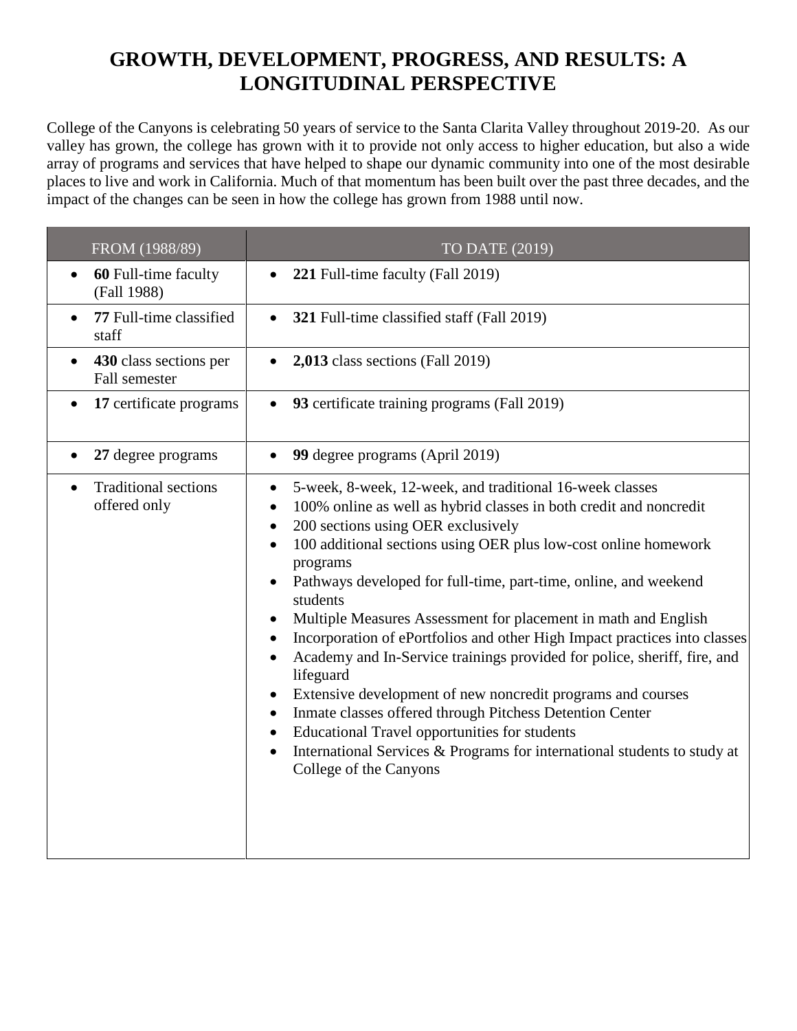# GROWTH, DEVELOPMENT, PROGRESS, AND RESULTS: A LONGITUDINAL PERSPECTIVE

College of the Canyons is celebrating 50 years of service to the Santa Clarita Valley throughout 2019-20. As our valley has grown, the college has grown with it to provide not only access to higher education, but also a wide array of programs and services that have helped to shape our dynamic community into one of the most desirable places to live and work in California. Much of that momentum has been built over the past three decades, and the impact of the changes can be seen in how the college has grown from 1988 until now.

| FROM (1988/89) | TO DATE (2019) |
|---|---|
| • **60** Full-time faculty (Fall 1988) | • **221** Full-time faculty (Fall 2019) |
| • **77** Full-time classified staff | • **321** Full-time classified staff (Fall 2019) |
| • **430** class sections per Fall semester | • **2,013** class sections (Fall 2019) |
| • **17** certificate programs | • **93** certificate training programs (Fall 2019) |
| • **27** degree programs | • **99** degree programs (April 2019) |
| • Traditional sections offered only | • 5-week, 8-week, 12-week, and traditional 16-week classes<br>• 100% online as well as hybrid classes in both credit and noncredit<br>• 200 sections using OER exclusively<br>• 100 additional sections using OER plus low-cost online homework programs<br>• Pathways developed for full-time, part-time, online, and weekend students<br>• Multiple Measures Assessment for placement in math and English<br>• Incorporation of ePortfolios and other High Impact practices into classes<br>• Academy and In-Service trainings provided for police, sheriff, fire, and lifeguard<br>• Extensive development of new noncredit programs and courses<br>• Inmate classes offered through Pitchess Detention Center<br>• Educational Travel opportunities for students<br>• International Services & Programs for international students to study at College of the Canyons |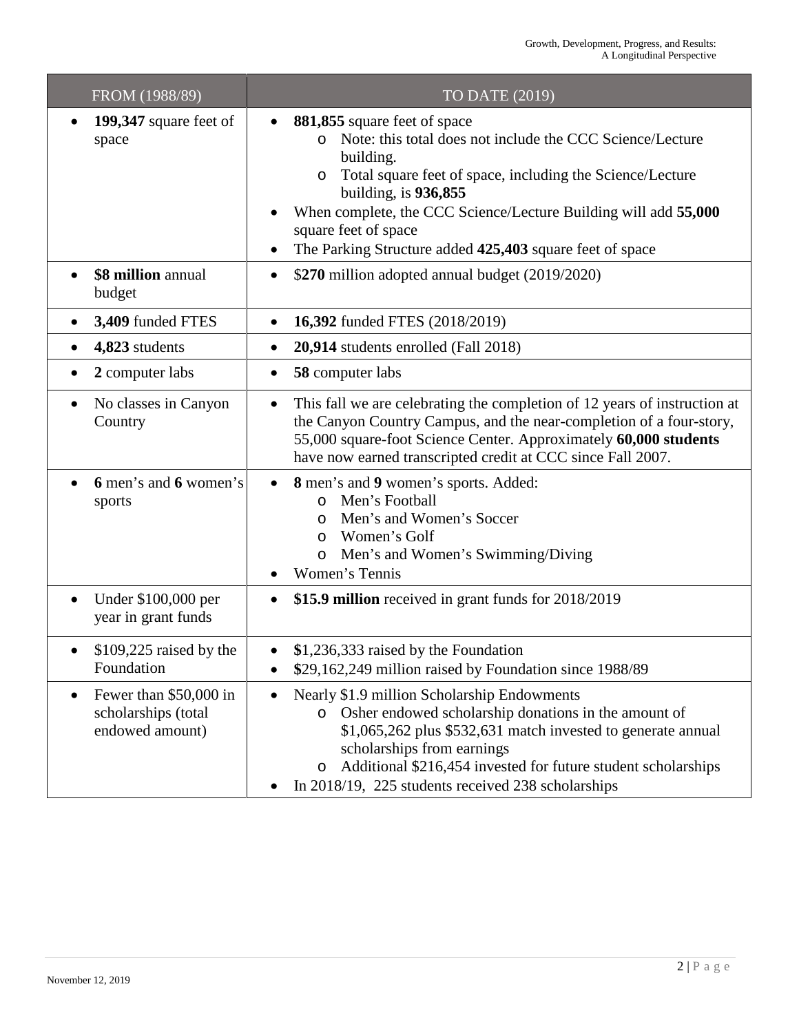| FROM (1988/89) | TO DATE (2019) |
|---|---|
| • **199,347** square feet of space | • **881,855** square feet of space<br>&nbsp;&nbsp;&nbsp;&nbsp;o Note: this total does not include the CCC Science/Lecture building.<br>&nbsp;&nbsp;&nbsp;&nbsp;o Total square feet of space, including the Science/Lecture building, is **936,855**<br>• When complete, the CCC Science/Lecture Building will add **55,000** square feet of space<br>• The Parking Structure added **425,403** square feet of space |
| • **$8 million** annual budget | • $**270** million adopted annual budget (2019/2020) |
| • **3,409** funded FTES | • **16,392** funded FTES (2018/2019) |
| • **4,823** students | • **20,914** students enrolled (Fall 2018) |
| • **2** computer labs | • **58** computer labs |
| • No classes in Canyon Country | • This fall we are celebrating the completion of 12 years of instruction at the Canyon Country Campus, and the near-completion of a four-story, 55,000 square-foot Science Center. Approximately **60,000 students** have now earned transcripted credit at CCC since Fall 2007. |
| • **6** men's and **6** women's sports | • **8** men's and **9** women's sports. Added:<br>&nbsp;&nbsp;&nbsp;&nbsp;o Men's Football<br>&nbsp;&nbsp;&nbsp;&nbsp;o Men's and Women's Soccer<br>&nbsp;&nbsp;&nbsp;&nbsp;o Women's Golf<br>&nbsp;&nbsp;&nbsp;&nbsp;o Men's and Women's Swimming/Diving<br>• Women's Tennis |
| • Under $100,000 per year in grant funds | • **$15.9 million** received in grant funds for 2018/2019 |
| • $109,225 raised by the Foundation | • **$**1,236,333 raised by the Foundation<br>• **$**29,162,249 million raised by Foundation since 1988/89 |
| • Fewer than $50,000 in scholarships (total endowed amount) | • Nearly $1.9 million Scholarship Endowments<br>&nbsp;&nbsp;&nbsp;&nbsp;o Osher endowed scholarship donations in the amount of $1,065,262 plus $532,631 match invested to generate annual scholarships from earnings<br>&nbsp;&nbsp;&nbsp;&nbsp;o Additional $216,454 invested for future student scholarships<br>• In 2018/19, 225 students received 238 scholarships |

November 12, 2019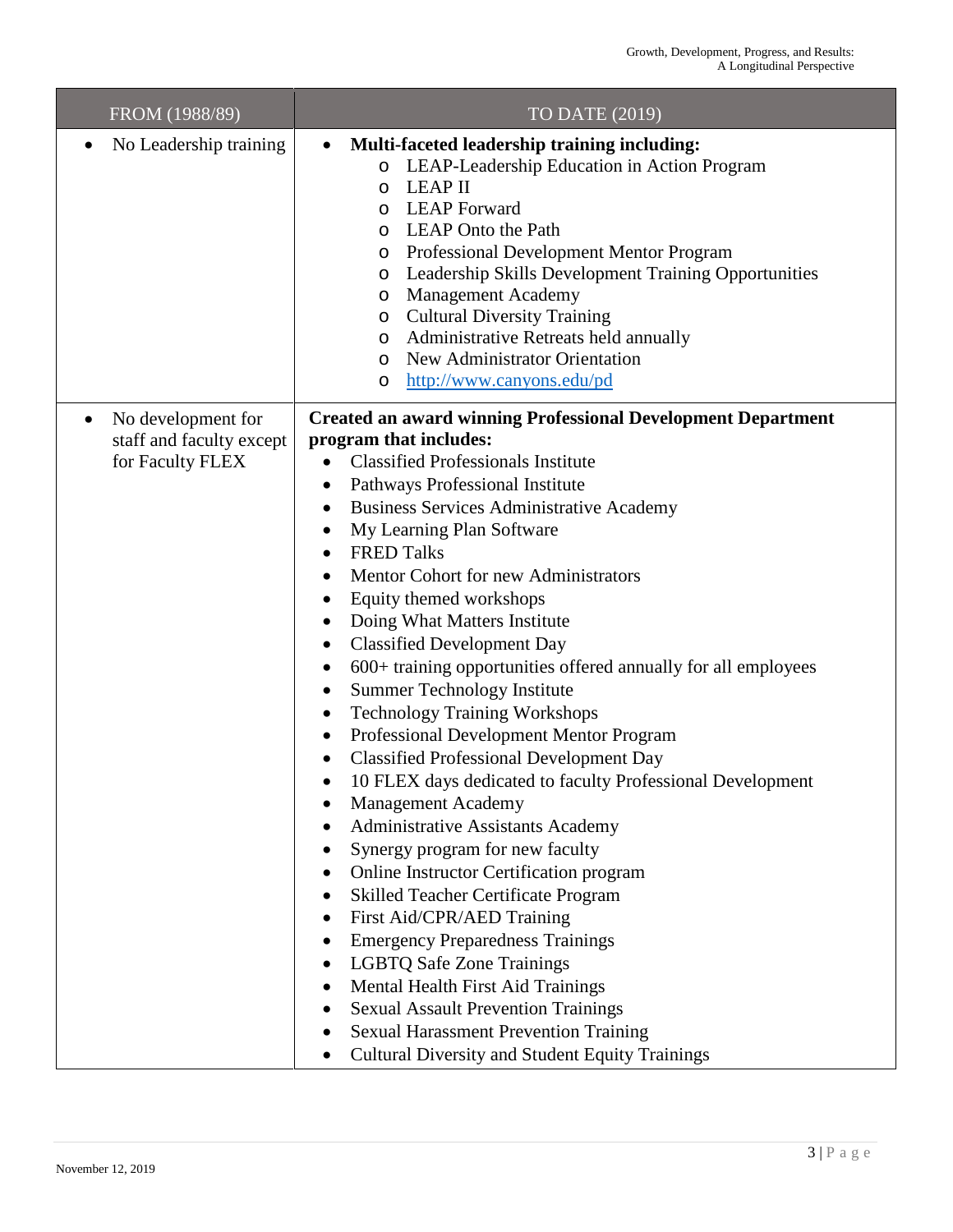| FROM (1988/89) | TO DATE (2019) |
|---|---|
| • No Leadership training | • **Multi-faceted leadership training including:**<br>o LEAP-Leadership Education in Action Program<br>o LEAP II<br>o LEAP Forward<br>o LEAP Onto the Path<br>o Professional Development Mentor Program<br>o Leadership Skills Development Training Opportunities<br>o Management Academy<br>o Cultural Diversity Training<br>o Administrative Retreats held annually<br>o New Administrator Orientation<br>o http://www.canyons.edu/pd |
| • No development for staff and faculty except for Faculty FLEX | **Created an award winning Professional Development Department program that includes:**<br>• Classified Professionals Institute<br>• Pathways Professional Institute<br>• Business Services Administrative Academy<br>• My Learning Plan Software<br>• FRED Talks<br>• Mentor Cohort for new Administrators<br>• Equity themed workshops<br>• Doing What Matters Institute<br>• Classified Development Day<br>• 600+ training opportunities offered annually for all employees<br>• Summer Technology Institute<br>• Technology Training Workshops<br>• Professional Development Mentor Program<br>• Classified Professional Development Day<br>• 10 FLEX days dedicated to faculty Professional Development<br>• Management Academy<br>• Administrative Assistants Academy<br>• Synergy program for new faculty<br>• Online Instructor Certification program<br>• Skilled Teacher Certificate Program<br>• First Aid/CPR/AED Training<br>• Emergency Preparedness Trainings<br>• LGBTQ Safe Zone Trainings<br>• Mental Health First Aid Trainings<br>• Sexual Assault Prevention Trainings<br>• Sexual Harassment Prevention Training<br>• Cultural Diversity and Student Equity Trainings |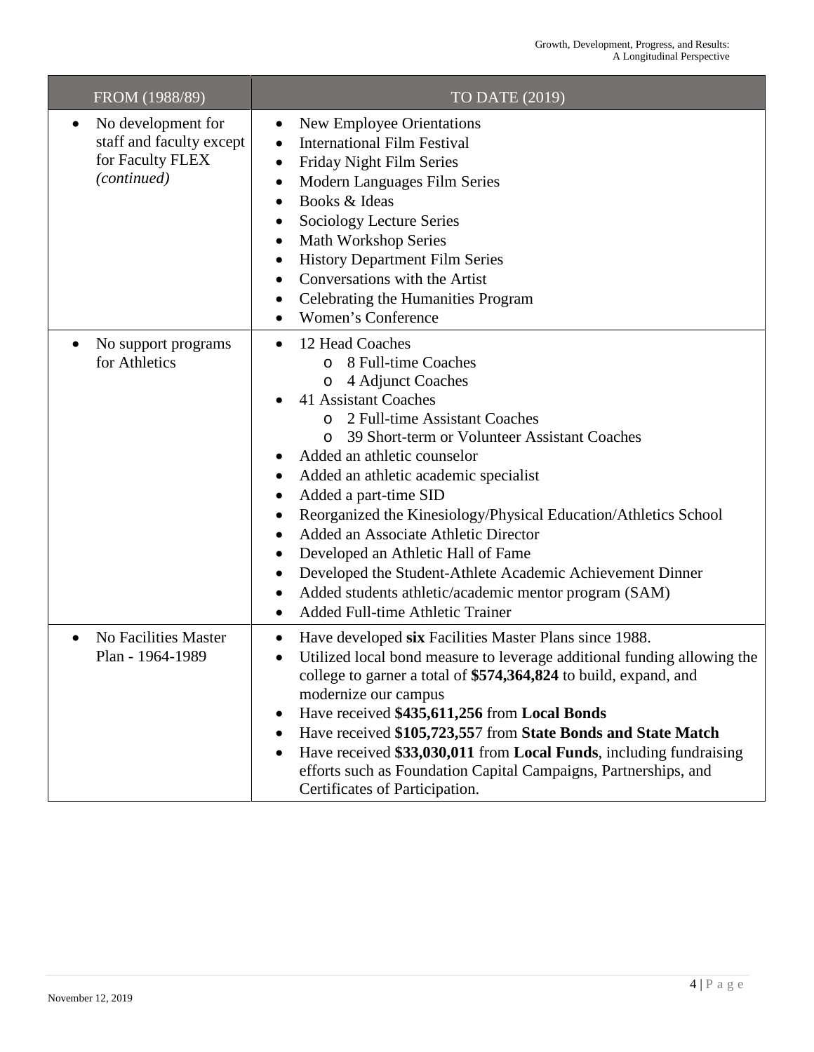| FROM (1988/89) | TO DATE (2019) |
| --- | --- |
| • No development for staff and faculty except for Faculty FLEX *(continued)* | • New Employee Orientations<br>• International Film Festival<br>• Friday Night Film Series<br>• Modern Languages Film Series<br>• Books & Ideas<br>• Sociology Lecture Series<br>• Math Workshop Series<br>• History Department Film Series<br>• Conversations with the Artist<br>• Celebrating the Humanities Program<br>• Women's Conference |
| • No support programs for Athletics | • 12 Head Coaches<br>  o 8 Full-time Coaches<br>  o 4 Adjunct Coaches<br>• 41 Assistant Coaches<br>  o 2 Full-time Assistant Coaches<br>  o 39 Short-term or Volunteer Assistant Coaches<br>• Added an athletic counselor<br>• Added an athletic academic specialist<br>• Added a part-time SID<br>• Reorganized the Kinesiology/Physical Education/Athletics School<br>• Added an Associate Athletic Director<br>• Developed an Athletic Hall of Fame<br>• Developed the Student-Athlete Academic Achievement Dinner<br>• Added students athletic/academic mentor program (SAM)<br>• Added Full-time Athletic Trainer |
| • No Facilities Master Plan - 1964-1989 | • Have developed **six** Facilities Master Plans since 1988.<br>• Utilized local bond measure to leverage additional funding allowing the college to garner a total of **$574,364,824** to build, expand, and modernize our campus<br>• Have received **$435,611,256** from **Local Bonds**<br>• Have received **$105,723,55**7 from **State Bonds and State Match**<br>• Have received **$33,030,011** from **Local Funds**, including fundraising efforts such as Foundation Capital Campaigns, Partnerships, and Certificates of Participation. |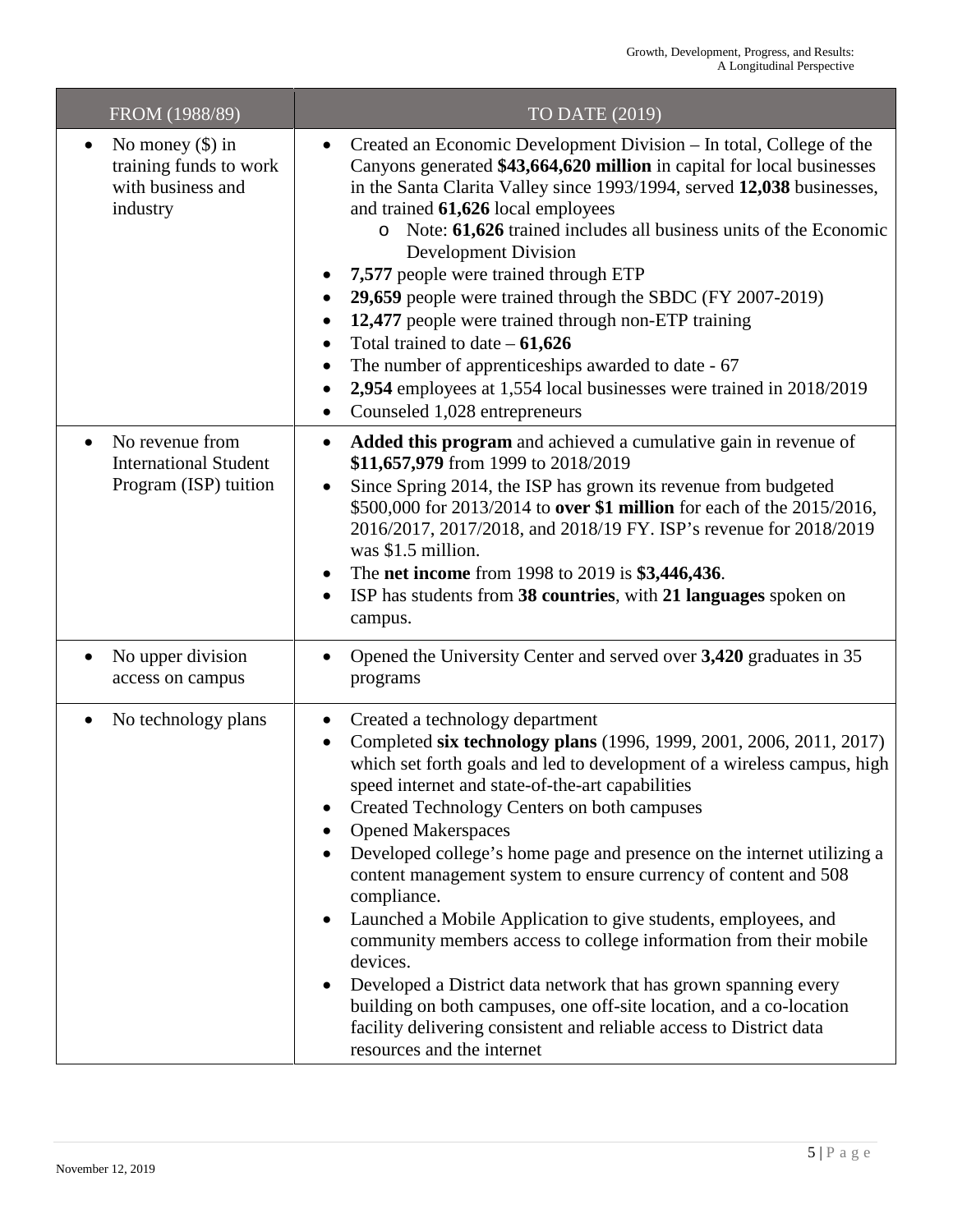| FROM (1988/89) | TO DATE (2019) |
|---|---|
| • No money ($) in training funds to work with business and industry | • Created an Economic Development Division – In total, College of the Canyons generated **$43,664,620 million** in capital for local businesses in the Santa Clarita Valley since 1993/1994, served **12,038** businesses, and trained **61,626** local employees<br>  o Note: **61,626** trained includes all business units of the Economic Development Division<br>• **7,577** people were trained through ETP<br>• **29,659** people were trained through the SBDC (FY 2007-2019)<br>• **12,477** people were trained through non-ETP training<br>• Total trained to date – **61,626**<br>• The number of apprenticeships awarded to date - 67<br>• **2,954** employees at 1,554 local businesses were trained in 2018/2019<br>• Counseled 1,028 entrepreneurs |
| • No revenue from International Student Program (ISP) tuition | • **Added this program** and achieved a cumulative gain in revenue of **$11,657,979** from 1999 to 2018/2019<br>• Since Spring 2014, the ISP has grown its revenue from budgeted $500,000 for 2013/2014 to **over $1 million** for each of the 2015/2016, 2016/2017, 2017/2018, and 2018/19 FY. ISP's revenue for 2018/2019 was $1.5 million.<br>• The **net income** from 1998 to 2019 is **$3,446,436**.<br>• ISP has students from **38 countries**, with **21 languages** spoken on campus. |
| • No upper division access on campus | • Opened the University Center and served over **3,420** graduates in 35 programs |
| • No technology plans | • Created a technology department<br>• Completed **six technology plans** (1996, 1999, 2001, 2006, 2011, 2017) which set forth goals and led to development of a wireless campus, high speed internet and state-of-the-art capabilities<br>• Created Technology Centers on both campuses<br>• Opened Makerspaces<br>• Developed college's home page and presence on the internet utilizing a content management system to ensure currency of content and 508 compliance.<br>• Launched a Mobile Application to give students, employees, and community members access to college information from their mobile devices.<br>• Developed a District data network that has grown spanning every building on both campuses, one off-site location, and a co-location facility delivering consistent and reliable access to District data resources and the internet |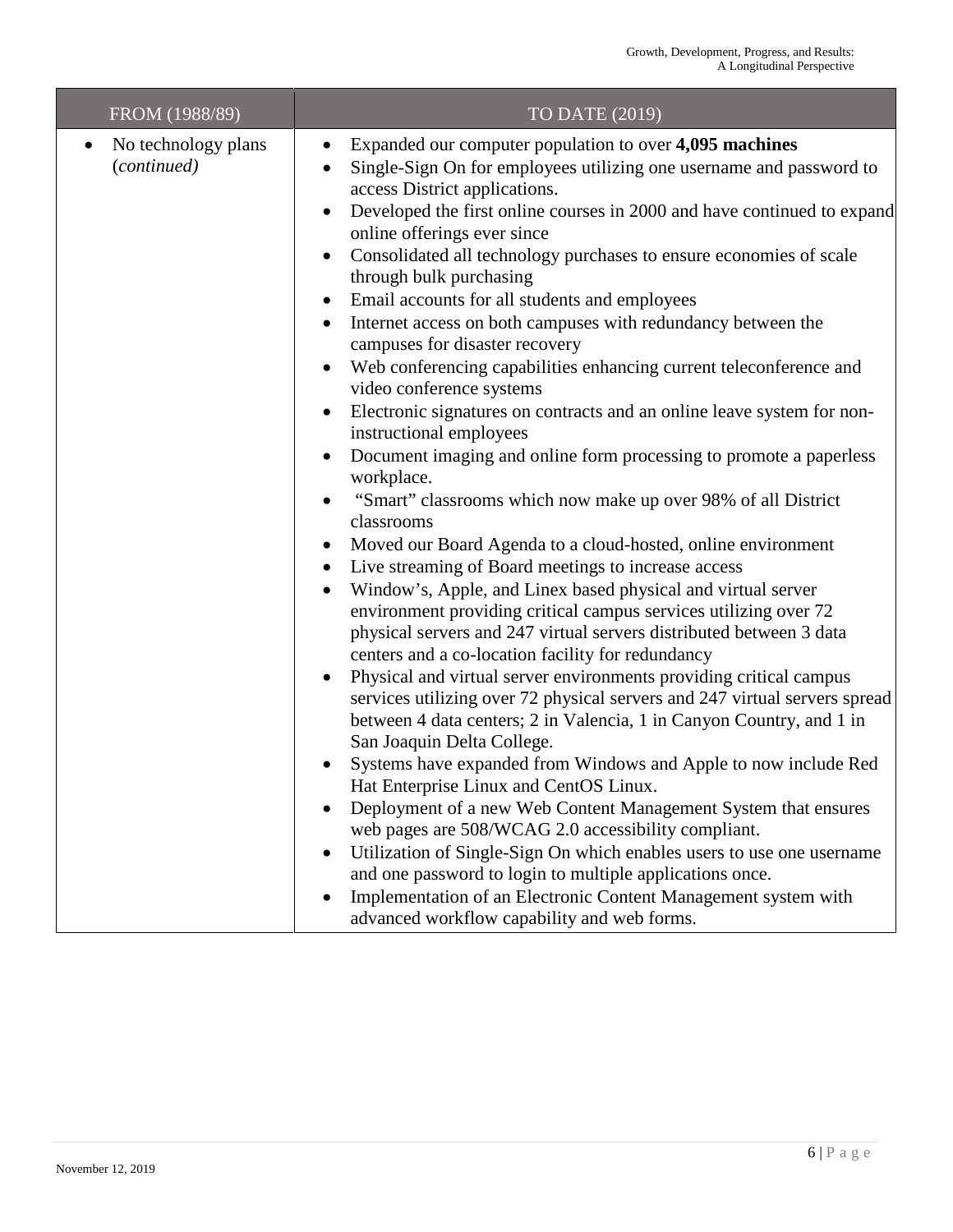| FROM (1988/89) | TO DATE (2019) |
|---|---|
| • No technology plans (*continued)* | • Expanded our computer population to over **4,095 machines**<br>• Single-Sign On for employees utilizing one username and password to access District applications.<br>• Developed the first online courses in 2000 and have continued to expand online offerings ever since<br>• Consolidated all technology purchases to ensure economies of scale through bulk purchasing<br>• Email accounts for all students and employees<br>• Internet access on both campuses with redundancy between the campuses for disaster recovery<br>• Web conferencing capabilities enhancing current teleconference and video conference systems<br>• Electronic signatures on contracts and an online leave system for non-instructional employees<br>• Document imaging and online form processing to promote a paperless workplace.<br>• "Smart" classrooms which now make up over 98% of all District classrooms<br>• Moved our Board Agenda to a cloud-hosted, online environment<br>• Live streaming of Board meetings to increase access<br>• Window's, Apple, and Linex based physical and virtual server environment providing critical campus services utilizing over 72 physical servers and 247 virtual servers distributed between 3 data centers and a co-location facility for redundancy<br>• Physical and virtual server environments providing critical campus services utilizing over 72 physical servers and 247 virtual servers spread between 4 data centers; 2 in Valencia, 1 in Canyon Country, and 1 in San Joaquin Delta College.<br>• Systems have expanded from Windows and Apple to now include Red Hat Enterprise Linux and CentOS Linux.<br>• Deployment of a new Web Content Management System that ensures web pages are 508/WCAG 2.0 accessibility compliant.<br>• Utilization of Single-Sign On which enables users to use one username and one password to login to multiple applications once.<br>• Implementation of an Electronic Content Management system with advanced workflow capability and web forms. |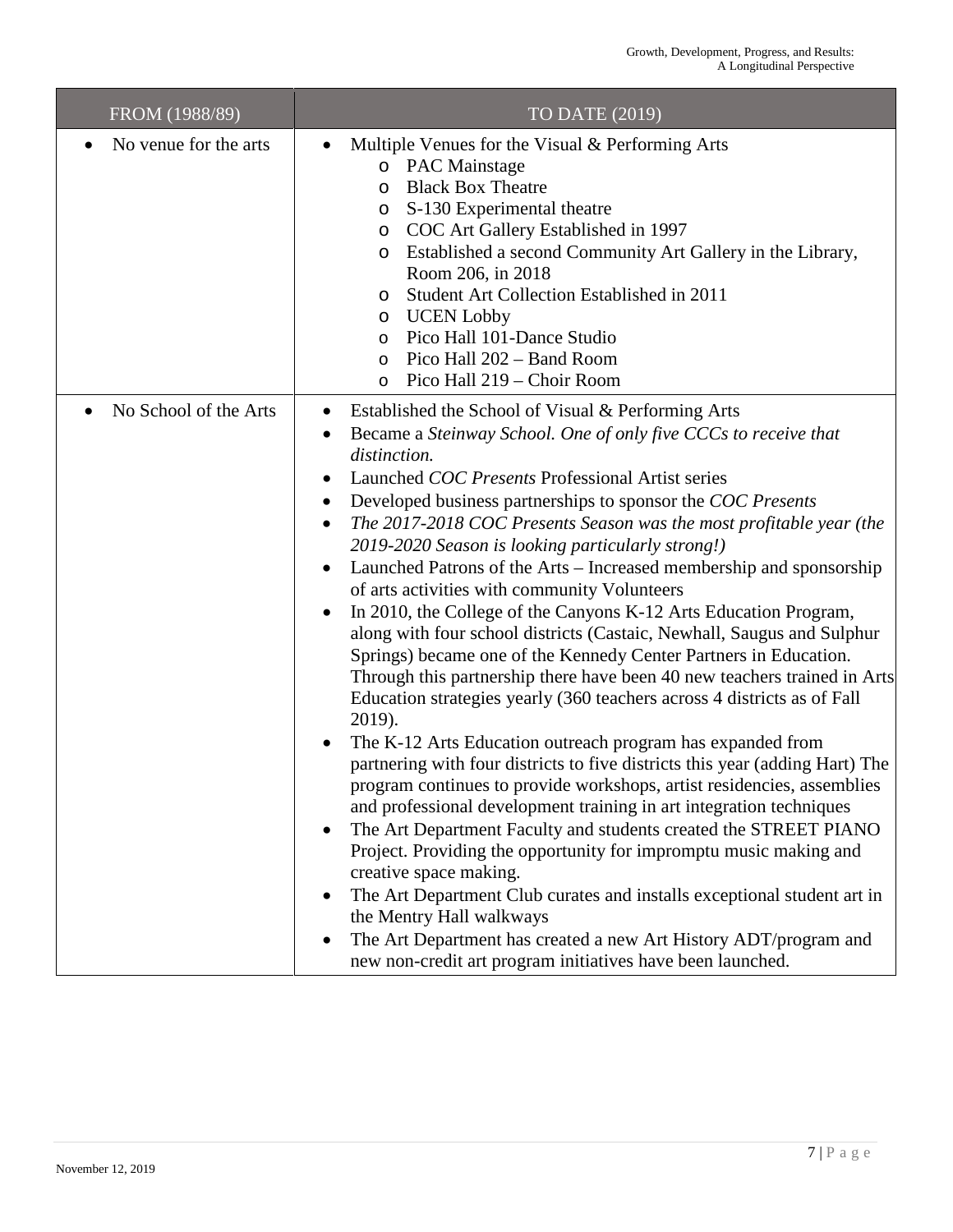| FROM (1988/89) | TO DATE (2019) |
|---|---|
| • No venue for the arts | • Multiple Venues for the Visual & Performing Arts<br>  o PAC Mainstage<br>  o Black Box Theatre<br>  o S-130 Experimental theatre<br>  o COC Art Gallery Established in 1997<br>  o Established a second Community Art Gallery in the Library, Room 206, in 2018<br>  o Student Art Collection Established in 2011<br>  o UCEN Lobby<br>  o Pico Hall 101-Dance Studio<br>  o Pico Hall 202 – Band Room<br>  o Pico Hall 219 – Choir Room |
| • No School of the Arts | • Established the School of Visual & Performing Arts<br>• Became a *Steinway School. One of only five CCCs to receive that distinction.*<br>• Launched *COC Presents* Professional Artist series<br>• Developed business partnerships to sponsor the *COC Presents*<br>• *The 2017-2018 COC Presents Season was the most profitable year (the 2019-2020 Season is looking particularly strong!)*<br>• Launched Patrons of the Arts – Increased membership and sponsorship of arts activities with community Volunteers<br>• In 2010, the College of the Canyons K-12 Arts Education Program, along with four school districts (Castaic, Newhall, Saugus and Sulphur Springs) became one of the Kennedy Center Partners in Education. Through this partnership there have been 40 new teachers trained in Arts Education strategies yearly (360 teachers across 4 districts as of Fall 2019).<br>• The K-12 Arts Education outreach program has expanded from partnering with four districts to five districts this year (adding Hart) The program continues to provide workshops, artist residencies, assemblies and professional development training in art integration techniques<br>• The Art Department Faculty and students created the STREET PIANO Project. Providing the opportunity for impromptu music making and creative space making.<br>• The Art Department Club curates and installs exceptional student art in the Mentry Hall walkways<br>• The Art Department has created a new Art History ADT/program and new non-credit art program initiatives have been launched. |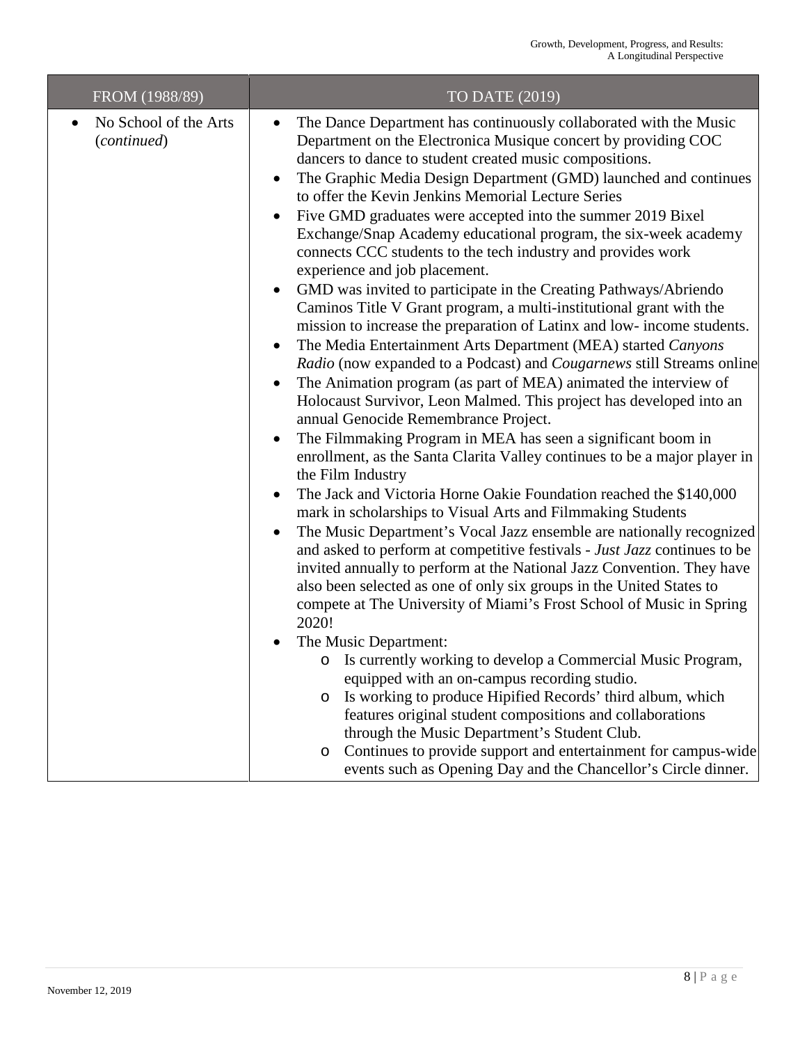| FROM (1988/89) | TO DATE (2019) |
| --- | --- |
| • No School of the Arts (*continued*) | • The Dance Department has continuously collaborated with the Music Department on the Electronica Musique concert by providing COC dancers to dance to student created music compositions.<br>• The Graphic Media Design Department (GMD) launched and continues to offer the Kevin Jenkins Memorial Lecture Series<br>• Five GMD graduates were accepted into the summer 2019 Bixel Exchange/Snap Academy educational program, the six-week academy connects CCC students to the tech industry and provides work experience and job placement.<br>• GMD was invited to participate in the Creating Pathways/Abriendo Caminos Title V Grant program, a multi-institutional grant with the mission to increase the preparation of Latinx and low- income students.<br>• The Media Entertainment Arts Department (MEA) started *Canyons Radio* (now expanded to a Podcast) and *Cougarnews* still Streams online<br>• The Animation program (as part of MEA) animated the interview of Holocaust Survivor, Leon Malmed. This project has developed into an annual Genocide Remembrance Project.<br>• The Filmmaking Program in MEA has seen a significant boom in enrollment, as the Santa Clarita Valley continues to be a major player in the Film Industry<br>• The Jack and Victoria Horne Oakie Foundation reached the $140,000 mark in scholarships to Visual Arts and Filmmaking Students<br>• The Music Department's Vocal Jazz ensemble are nationally recognized and asked to perform at competitive festivals - *Just Jazz* continues to be invited annually to perform at the National Jazz Convention. They have also been selected as one of only six groups in the United States to compete at The University of Miami's Frost School of Music in Spring 2020!<br>• The Music Department:<br>&nbsp;&nbsp;&nbsp;&nbsp;o Is currently working to develop a Commercial Music Program, equipped with an on-campus recording studio.<br>&nbsp;&nbsp;&nbsp;&nbsp;o Is working to produce Hipified Records' third album, which features original student compositions and collaborations through the Music Department's Student Club.<br>&nbsp;&nbsp;&nbsp;&nbsp;o Continues to provide support and entertainment for campus-wide events such as Opening Day and the Chancellor's Circle dinner. |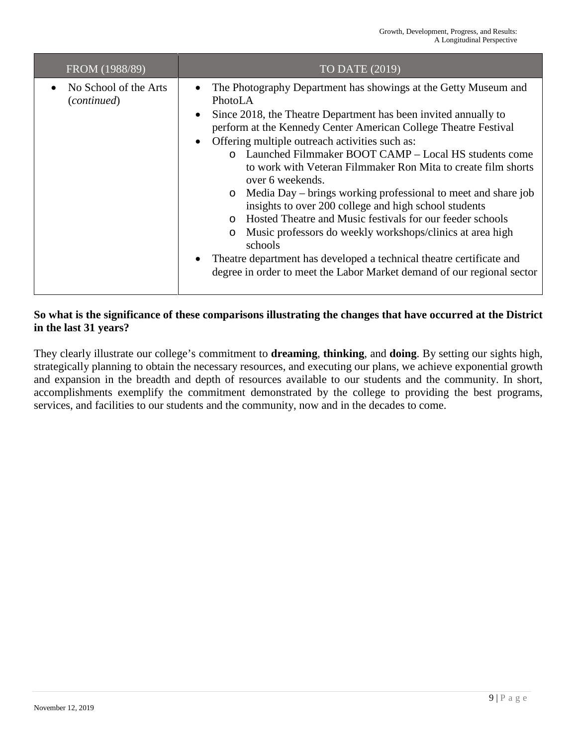| FROM (1988/89) | TO DATE (2019) |
| --- | --- |
| • No School of the Arts (*continued*) | • The Photography Department has showings at the Getty Museum and PhotoLA<br>• Since 2018, the Theatre Department has been invited annually to perform at the Kennedy Center American College Theatre Festival<br>• Offering multiple outreach activities such as:<br>&nbsp;&nbsp;&nbsp;&nbsp;o Launched Filmmaker BOOT CAMP – Local HS students come to work with Veteran Filmmaker Ron Mita to create film shorts over 6 weekends.<br>&nbsp;&nbsp;&nbsp;&nbsp;o Media Day – brings working professional to meet and share job insights to over 200 college and high school students<br>&nbsp;&nbsp;&nbsp;&nbsp;o Hosted Theatre and Music festivals for our feeder schools<br>&nbsp;&nbsp;&nbsp;&nbsp;o Music professors do weekly workshops/clinics at area high schools<br>• Theatre department has developed a technical theatre certificate and degree in order to meet the Labor Market demand of our regional sector |

**So what is the significance of these comparisons illustrating the changes that have occurred at the District in the last 31 years?**

They clearly illustrate our college's commitment to **dreaming**, **thinking**, and **doing**. By setting our sights high, strategically planning to obtain the necessary resources, and executing our plans, we achieve exponential growth and expansion in the breadth and depth of resources available to our students and the community. In short, accomplishments exemplify the commitment demonstrated by the college to providing the best programs, services, and facilities to our students and the community, now and in the decades to come.